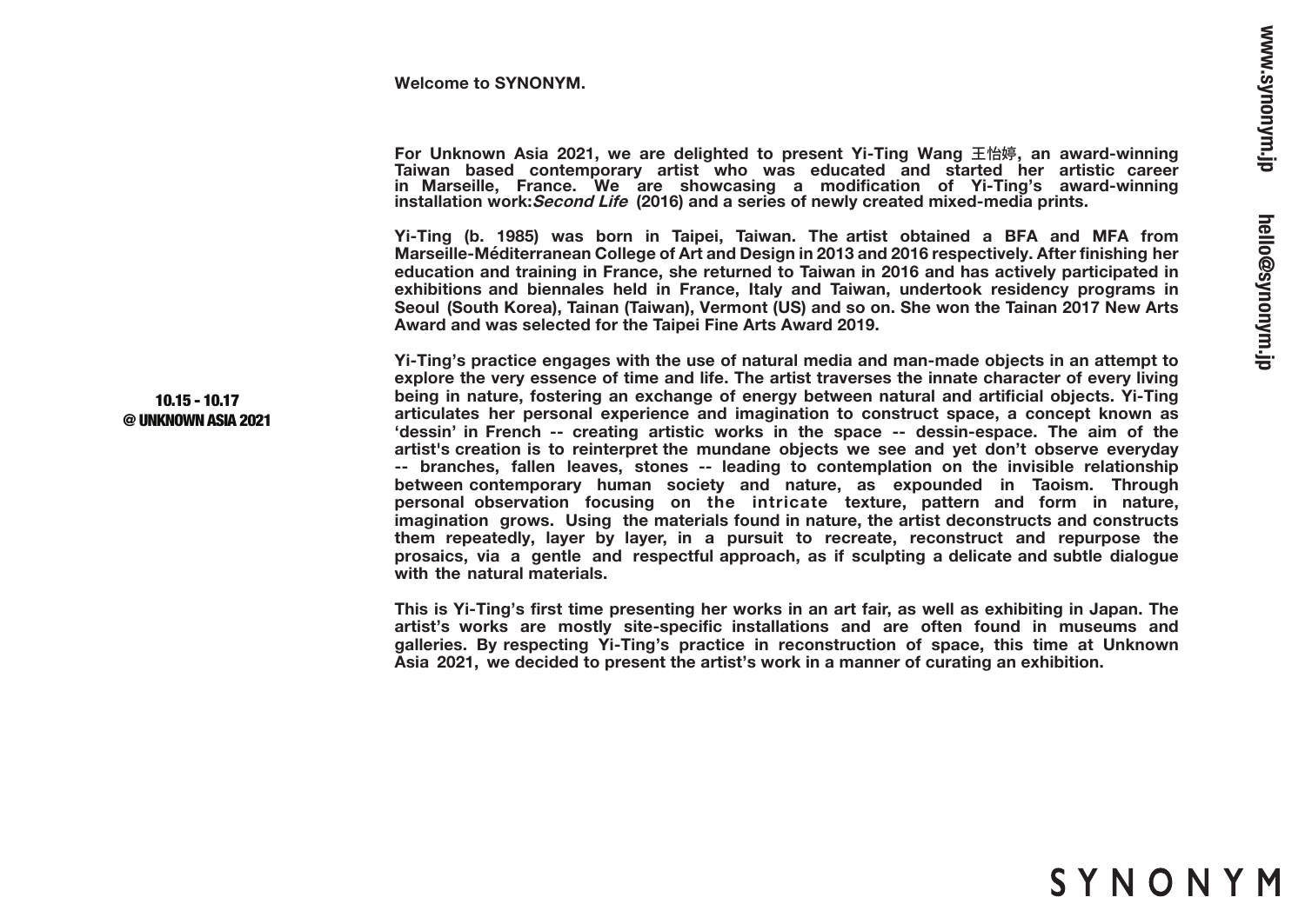**Welcome to SYNONYM.**

**10.15 - 10.17**
**@ UNKNOWN ASIA 2021**

**For Unknown Asia 2021, we are delighted to present Yi-Ting Wang 王怡婷, an award-winning Taiwan based contemporary artist who was educated and started her artistic career in Marseille, France. We are showcasing a modification of Yi-Ting's award-winning installation work:*Second Life* (2016) and a series of newly created mixed-media prints.**

**Yi-Ting (b. 1985) was born in Taipei, Taiwan. The artist obtained a BFA and MFA from Marseille-Méditerranean College of Art and Design in 2013 and 2016 respectively. After finishing her education and training in France, she returned to Taiwan in 2016 and has actively participated in exhibitions and biennales held in France, Italy and Taiwan, undertook residency programs in Seoul (South Korea), Tainan (Taiwan), Vermont (US) and so on. She won the Tainan 2017 New Arts Award and was selected for the Taipei Fine Arts Award 2019.**

**Yi-Ting's practice engages with the use of natural media and man-made objects in an attempt to explore the very essence of time and life. The artist traverses the innate character of every living being in nature, fostering an exchange of energy between natural and artificial objects. Yi-Ting articulates her personal experience and imagination to construct space, a concept known as 'dessin' in French -- creating artistic works in the space -- dessin-espace. The aim of the artist's creation is to reinterpret the mundane objects we see and yet don't observe everyday -- branches, fallen leaves, stones -- leading to contemplation on the invisible relationship between contemporary human society and nature, as expounded in Taoism. Through personal observation focusing on the intricate texture, pattern and form in nature, imagination grows. Using the materials found in nature, the artist deconstructs and constructs them repeatedly, layer by layer, in a pursuit to recreate, reconstruct and repurpose the prosaics, via a gentle and respectful approach, as if sculpting a delicate and subtle dialogue with the natural materials.**

**This is Yi-Ting's first time presenting her works in an art fair, as well as exhibiting in Japan. The artist's works are mostly site-specific installations and are often found in museums and galleries. By respecting Yi-Ting's practice in reconstruction of space, this time at Unknown Asia 2021, we decided to present the artist's work in a manner of curating an exhibition.**

**www.synonym.jp hello@synonym.jp**

SYNONYM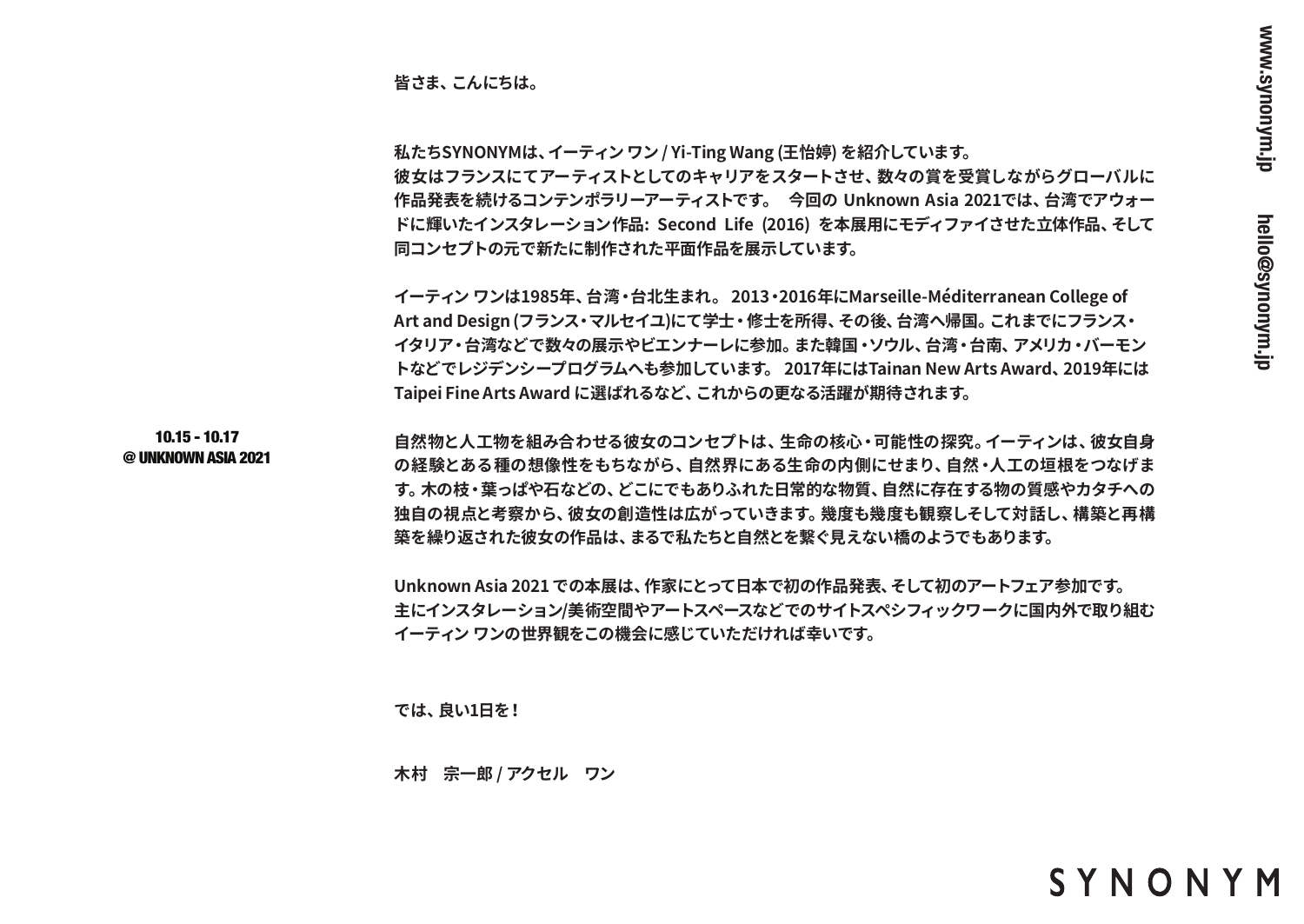10.15 - 10.17
@ UNKNOWN ASIA 2021

皆さま、こんにちは。

私たちSYNONYMは、イーティン ワン / Yi-Ting Wang (王怡婷) を紹介しています。
彼女はフランスにてアーティストとしてのキャリアをスタートさせ、数々の賞を受賞しながらグローバルに作品発表を続けるコンテンポラリーアーティストです。　今回の Unknown Asia 2021では、台湾でアウォードに輝いたインスタレーション作品: Second Life (2016) を本展用にモディファイさせた立体作品、そして同コンセプトの元で新たに制作された平面作品を展示しています。

イーティン ワンは1985年、台湾・台北生まれ。 2013・2016年にMarseille-Méditerranean College of Art and Design (フランス・マルセイユ)にて学士・修士を所得、その後、台湾へ帰国。これまでにフランス・イタリア・台湾などで数々の展示やビエンナーレに参加。また韓国・ソウル、台湾・台南、アメリカ・バーモントなどでレジデンシープログラムへも参加しています。 2017年にはTainan New Arts Award、2019年にはTaipei Fine Arts Award に選ばれるなど、これからの更なる活躍が期待されます。

自然物と人工物を組み合わせる彼女のコンセプトは、生命の核心・可能性の探究。イーティンは、彼女自身の経験とある種の想像性をもちながら、自然界にある生命の内側にせまり、自然・人工の垣根をつなげます。木の枝・葉っぱや石などの、どこにでもありふれた日常的な物質、自然に存在する物の質感やカタチへの独自の視点と考察から、彼女の創造性は広がっていきます。幾度も幾度も観察しそして対話し、構築と再構築を繰り返された彼女の作品は、まるで私たちと自然とを繋ぐ見えない橋のようでもあります。

Unknown Asia 2021 での本展は、作家にとって日本で初の作品発表、そして初のアートフェア参加です。
主にインスタレーション/美術空間やアートスペースなどでのサイトスペシフィックワークに国内外で取り組むイーティン ワンの世界観をこの機会に感じていただければ幸いです。

では、良い1日を！

木村　宗一郎 / アクセル　ワン

www.synonym.jp　hello@synonym.jp

SYNONYM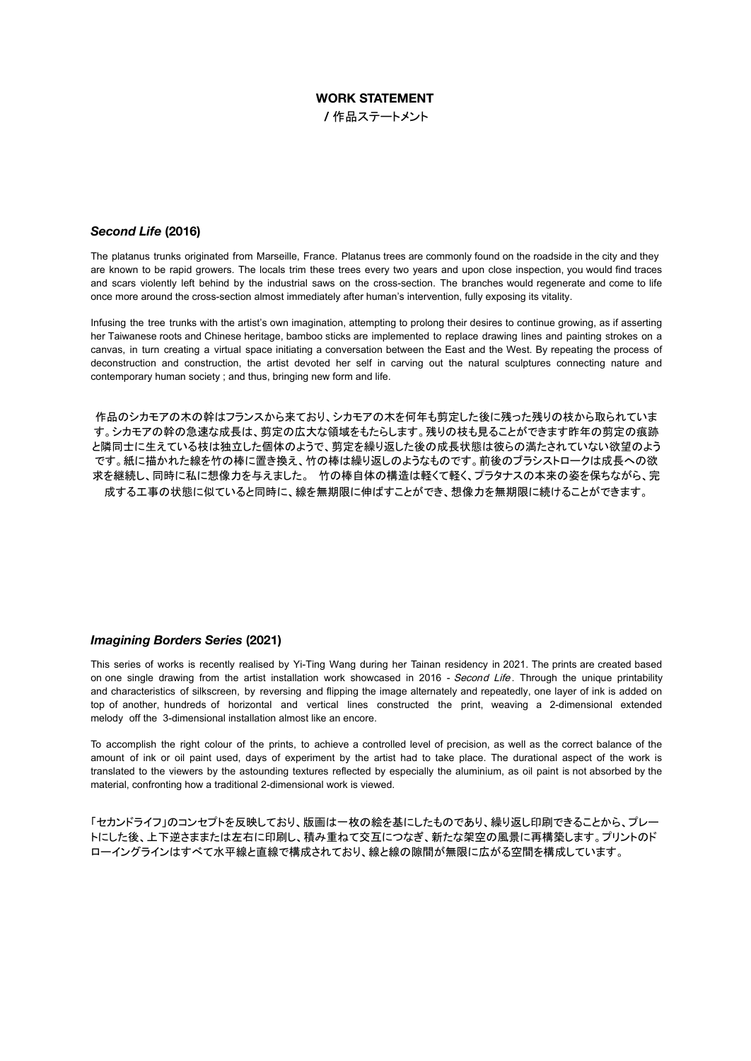# WORK STATEMENT

/ 作品ステートメント

### *Second Life* (2016)

The platanus trunks originated from Marseille, France. Platanus trees are commonly found on the roadside in the city and they are known to be rapid growers. The locals trim these trees every two years and upon close inspection, you would find traces and scars violently left behind by the industrial saws on the cross-section. The branches would regenerate and come to life once more around the cross-section almost immediately after human's intervention, fully exposing its vitality.

Infusing the tree trunks with the artist's own imagination, attempting to prolong their desires to continue growing, as if asserting her Taiwanese roots and Chinese heritage, bamboo sticks are implemented to replace drawing lines and painting strokes on a canvas, in turn creating a virtual space initiating a conversation between the East and the West. By repeating the process of deconstruction and construction, the artist devoted her self in carving out the natural sculptures connecting nature and contemporary human society ; and thus, bringing new form and life.

作品のシカモアの木の幹はフランスから来ており、シカモアの木を何年も剪定した後に残った残りの枝から取られています。シカモアの幹の急速な成長は、剪定の広大な領域をもたらします。残りの枝も見ることができます昨年の剪定の痕跡と隣同士に生えている枝は独立した個体のようで、剪定を繰り返した後の成長状態は彼らの満たされていない欲望のようです。紙に描かれた線を竹の棒に置き換え、竹の棒は繰り返しのようなものです。前後のブラシストロークは成長への欲求を継続し、同時に私に想像力を与えました。 竹の棒自体の構造は軽くて軽く、プラタナスの本来の姿を保ちながら、完成する工事の状態に似ていると同時に、線を無期限に伸ばすことができ、想像力を無期限に続けることができます。

### *Imagining Borders Series* (2021)

This series of works is recently realised by Yi-Ting Wang during her Tainan residency in 2021. The prints are created based on one single drawing from the artist installation work showcased in 2016 - *Second Life*. Through the unique printability and characteristics of silkscreen, by reversing and flipping the image alternately and repeatedly, one layer of ink is added on top of another, hundreds of horizontal and vertical lines constructed the print, weaving a 2-dimensional extended melody off the 3-dimensional installation almost like an encore.

To accomplish the right colour of the prints, to achieve a controlled level of precision, as well as the correct balance of the amount of ink or oil paint used, days of experiment by the artist had to take place. The durational aspect of the work is translated to the viewers by the astounding textures reflected by especially the aluminium, as oil paint is not absorbed by the material, confronting how a traditional 2-dimensional work is viewed.

「セカンドライフ」のコンセプトを反映しており、版画は一枚の絵を基にしたものであり、繰り返し印刷できることから、プレートにした後、上下逆さままたは左右に印刷し、積み重ねて交互につなぎ、新たな架空の風景に再構築します。プリントのドローイングラインはすべて水平線と直線で構成されており、線と線の隙間が無限に広がる空間を構成しています。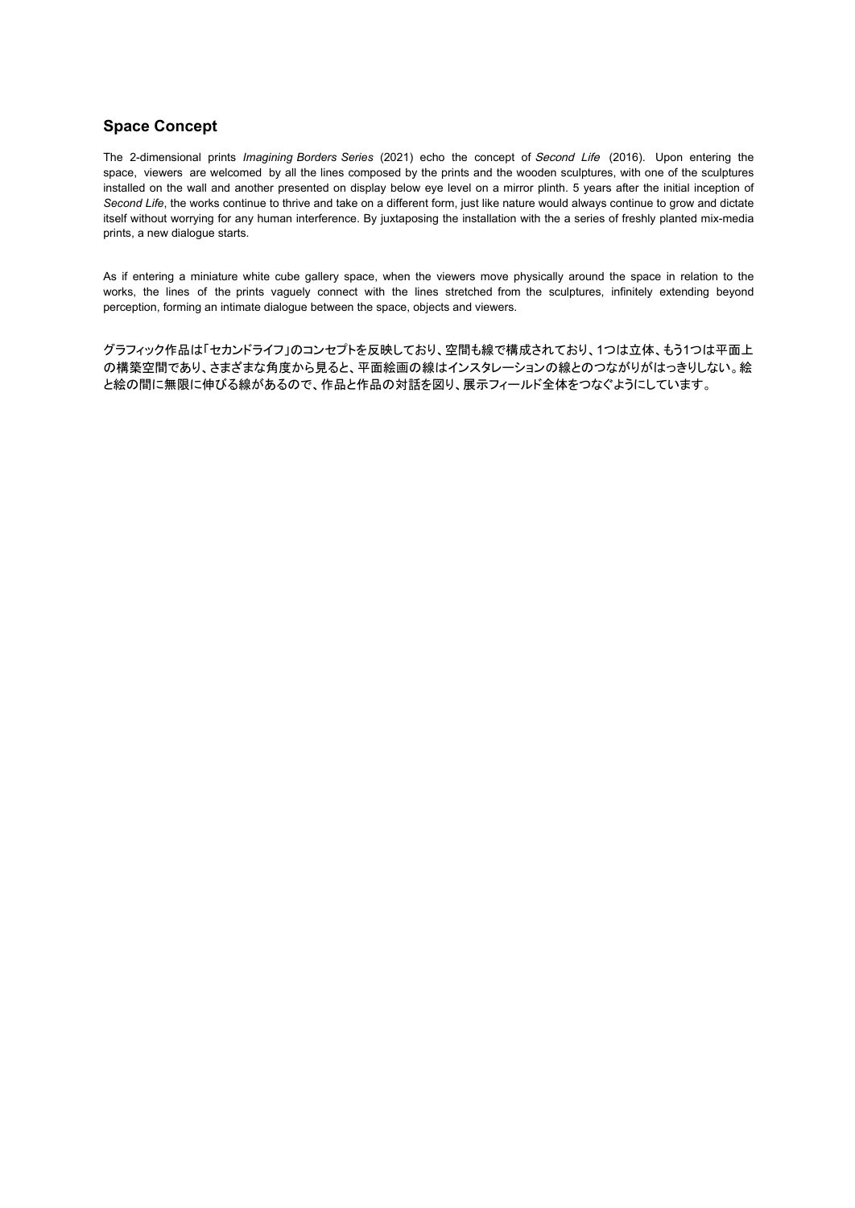## Space Concept

The 2-dimensional prints *Imagining Borders Series* (2021) echo the concept of *Second Life* (2016). Upon entering the space, viewers are welcomed by all the lines composed by the prints and the wooden sculptures, with one of the sculptures installed on the wall and another presented on display below eye level on a mirror plinth. 5 years after the initial inception of *Second Life*, the works continue to thrive and take on a different form, just like nature would always continue to grow and dictate itself without worrying for any human interference. By juxtaposing the installation with the a series of freshly planted mix-media prints, a new dialogue starts.

As if entering a miniature white cube gallery space, when the viewers move physically around the space in relation to the works, the lines of the prints vaguely connect with the lines stretched from the sculptures, infinitely extending beyond perception, forming an intimate dialogue between the space, objects and viewers.

グラフィック作品は「セカンドライフ」のコンセプトを反映しており、空間も線で構成されており、1つは立体、もう1つは平面上の構築空間であり、さまざまな角度から見ると、平面絵画の線はインスタレーションの線とのつながりがはっきりしない。絵と絵の間に無限に伸びる線があるので、作品と作品の対話を図り、展示フィールド全体をつなぐようにしています。